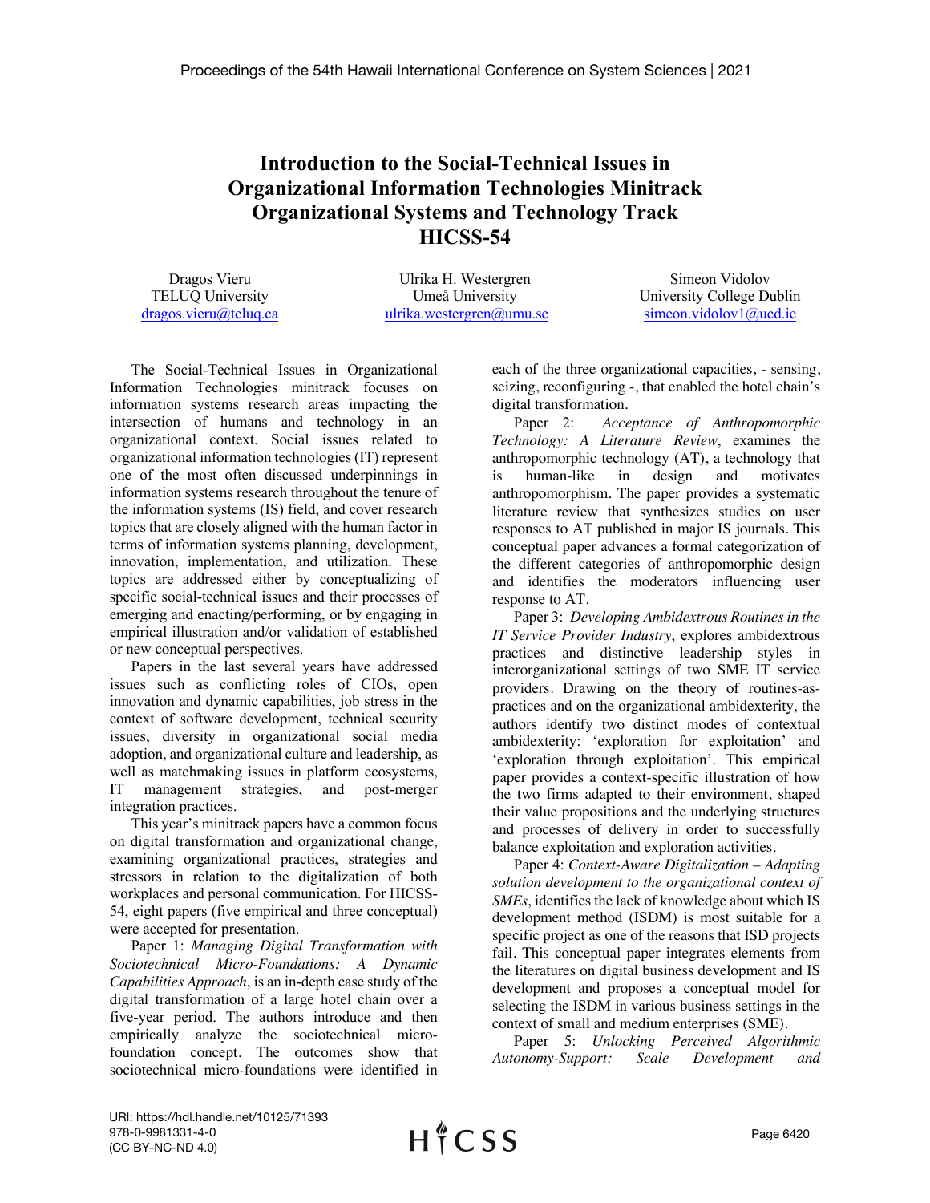# Introduction to the Social-Technical Issues in Organizational Information Technologies Minitrack Organizational Systems and Technology Track HICSS-54

Dragos Vieru
TELUQ University
dragos.vieru@teluq.ca

Ulrika H. Westergren
Umeå University
ulrika.westergren@umu.se

Simeon Vidolov
University College Dublin
simeon.vidolov1@ucd.ie

The Social-Technical Issues in Organizational Information Technologies minitrack focuses on information systems research areas impacting the intersection of humans and technology in an organizational context. Social issues related to organizational information technologies (IT) represent one of the most often discussed underpinnings in information systems research throughout the tenure of the information systems (IS) field, and cover research topics that are closely aligned with the human factor in terms of information systems planning, development, innovation, implementation, and utilization. These topics are addressed either by conceptualizing of specific social-technical issues and their processes of emerging and enacting/performing, or by engaging in empirical illustration and/or validation of established or new conceptual perspectives.

Papers in the last several years have addressed issues such as conflicting roles of CIOs, open innovation and dynamic capabilities, job stress in the context of software development, technical security issues, diversity in organizational social media adoption, and organizational culture and leadership, as well as matchmaking issues in platform ecosystems, IT management strategies, and post-merger integration practices.

This year's minitrack papers have a common focus on digital transformation and organizational change, examining organizational practices, strategies and stressors in relation to the digitalization of both workplaces and personal communication. For HICSS-54, eight papers (five empirical and three conceptual) were accepted for presentation.

Paper 1: *Managing Digital Transformation with Sociotechnical Micro-Foundations: A Dynamic Capabilities Approach*, is an in-depth case study of the digital transformation of a large hotel chain over a five-year period. The authors introduce and then empirically analyze the sociotechnical micro-foundation concept. The outcomes show that sociotechnical micro-foundations were identified in each of the three organizational capacities, - sensing, seizing, reconfiguring -, that enabled the hotel chain's digital transformation.

Paper 2: *Acceptance of Anthropomorphic Technology: A Literature Review*, examines the anthropomorphic technology (AT), a technology that is human-like in design and motivates anthropomorphism. The paper provides a systematic literature review that synthesizes studies on user responses to AT published in major IS journals. This conceptual paper advances a formal categorization of the different categories of anthropomorphic design and identifies the moderators influencing user response to AT.

Paper 3: *Developing Ambidextrous Routines in the IT Service Provider Industry*, explores ambidextrous practices and distinctive leadership styles in interorganizational settings of two SME IT service providers. Drawing on the theory of routines-as-practices and on the organizational ambidexterity, the authors identify two distinct modes of contextual ambidexterity: 'exploration for exploitation' and 'exploration through exploitation'. This empirical paper provides a context-specific illustration of how the two firms adapted to their environment, shaped their value propositions and the underlying structures and processes of delivery in order to successfully balance exploitation and exploration activities.

Paper 4: *Context-Aware Digitalization – Adapting solution development to the organizational context of SMEs*, identifies the lack of knowledge about which IS development method (ISDM) is most suitable for a specific project as one of the reasons that ISD projects fail. This conceptual paper integrates elements from the literatures on digital business development and IS development and proposes a conceptual model for selecting the ISDM in various business settings in the context of small and medium enterprises (SME).

Paper 5: *Unlocking Perceived Algorithmic Autonomy-Support: Scale Development and*

URI: https://hdl.handle.net/10125/71393
978-0-9981331-4-0
(CC BY-NC-ND 4.0)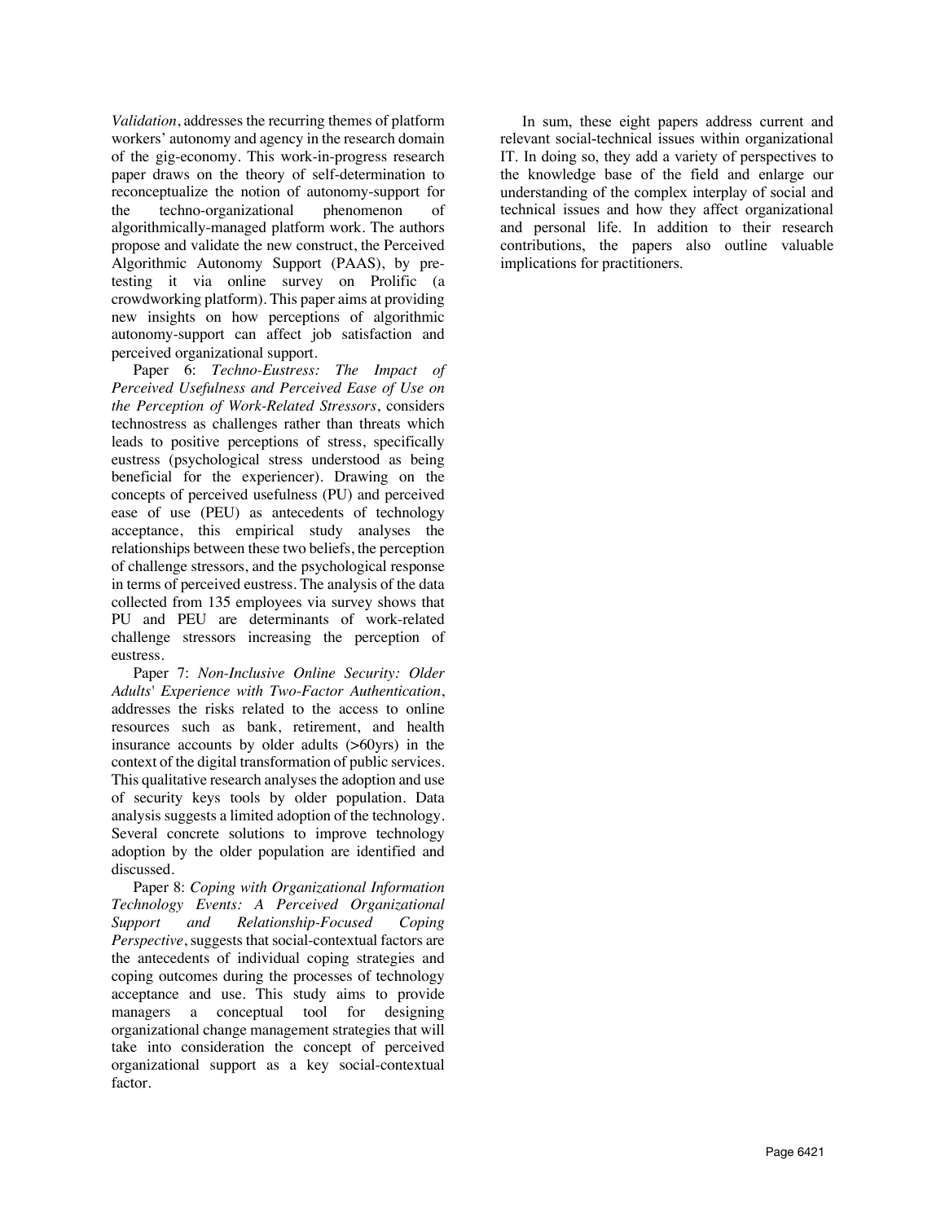*Validation*, addresses the recurring themes of platform workers' autonomy and agency in the research domain of the gig-economy. This work-in-progress research paper draws on the theory of self-determination to reconceptualize the notion of autonomy-support for the techno-organizational phenomenon of algorithmically-managed platform work. The authors propose and validate the new construct, the Perceived Algorithmic Autonomy Support (PAAS), by pre-testing it via online survey on Prolific (a crowdworking platform). This paper aims at providing new insights on how perceptions of algorithmic autonomy-support can affect job satisfaction and perceived organizational support.

Paper 6: *Techno-Eustress: The Impact of Perceived Usefulness and Perceived Ease of Use on the Perception of Work-Related Stressors*, considers technostress as challenges rather than threats which leads to positive perceptions of stress, specifically eustress (psychological stress understood as being beneficial for the experiencer). Drawing on the concepts of perceived usefulness (PU) and perceived ease of use (PEU) as antecedents of technology acceptance, this empirical study analyses the relationships between these two beliefs, the perception of challenge stressors, and the psychological response in terms of perceived eustress. The analysis of the data collected from 135 employees via survey shows that PU and PEU are determinants of work-related challenge stressors increasing the perception of eustress.

Paper 7: *Non-Inclusive Online Security: Older Adults' Experience with Two-Factor Authentication*, addresses the risks related to the access to online resources such as bank, retirement, and health insurance accounts by older adults (>60yrs) in the context of the digital transformation of public services. This qualitative research analyses the adoption and use of security keys tools by older population. Data analysis suggests a limited adoption of the technology. Several concrete solutions to improve technology adoption by the older population are identified and discussed.

Paper 8: *Coping with Organizational Information Technology Events: A Perceived Organizational Support and Relationship-Focused Coping Perspective*, suggests that social-contextual factors are the antecedents of individual coping strategies and coping outcomes during the processes of technology acceptance and use. This study aims to provide managers a conceptual tool for designing organizational change management strategies that will take into consideration the concept of perceived organizational support as a key social-contextual factor.

In sum, these eight papers address current and relevant social-technical issues within organizational IT. In doing so, they add a variety of perspectives to the knowledge base of the field and enlarge our understanding of the complex interplay of social and technical issues and how they affect organizational and personal life. In addition to their research contributions, the papers also outline valuable implications for practitioners.